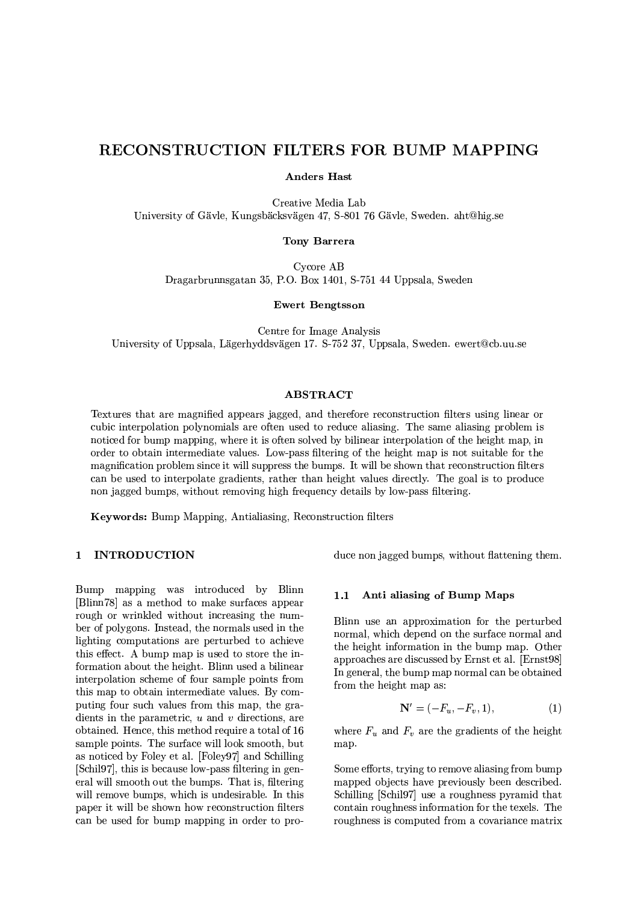# RECONSTRUCTION FILTERS FOR BUMP MAPPING

**Anders Hast**

Creative Media Lab
University of Gävle, Kungsbäcksvägen 47, S-801 76 Gävle, Sweden. aht@hig.se

**Tony Barrera**

Cycore AB
Dragarbrunnsgatan 35, P.O. Box 1401, S-751 44 Uppsala, Sweden

**Ewert Bengtsson**

Centre for Image Analysis
University of Uppsala, Lägerhyddsvägen 17. S-752 37, Uppsala, Sweden. ewert@cb.uu.se

## ABSTRACT

Textures that are magnified appears jagged, and therefore reconstruction filters using linear or cubic interpolation polynomials are often used to reduce aliasing. The same aliasing problem is noticed for bump mapping, where it is often solved by bilinear interpolation of the height map, in order to obtain intermediate values. Low-pass filtering of the height map is not suitable for the magnification problem since it will suppress the bumps. It will be shown that reconstruction filters can be used to interpolate gradients, rather than height values directly. The goal is to produce non jagged bumps, without removing high frequency details by low-pass filtering.

**Keywords:** Bump Mapping, Antialiasing, Reconstruction filters

## 1 INTRODUCTION

Bump mapping was introduced by Blinn [Blinn78] as a method to make surfaces appear rough or wrinkled without increasing the number of polygons. Instead, the normals used in the lighting computations are perturbed to achieve this effect. A bump map is used to store the information about the height. Blinn used a bilinear interpolation scheme of four sample points from this map to obtain intermediate values. By computing four such values from this map, the gradients in the parametric, $u$ and $v$ directions, are obtained. Hence, this method require a total of 16 sample points. The surface will look smooth, but as noticed by Foley et al. [Foley97] and Schilling [Schil97], this is because low-pass filtering in general will smooth out the bumps. That is, filtering will remove bumps, which is undesirable. In this paper it will be shown how reconstruction filters can be used for bump mapping in order to produce non jagged bumps, without flattening them.

### 1.1 Anti aliasing of Bump Maps

Blinn use an approximation for the perturbed normal, which depend on the surface normal and the height information in the bump map. Other approaches are discussed by Ernst et al. [Ernst98] In general, the bump map normal can be obtained from the height map as:

$$\mathbf{N}' = (-F_u, -F_v, 1), \tag{1}$$

where $F_u$ and $F_v$ are the gradients of the height map.

Some efforts, trying to remove aliasing from bump mapped objects have previously been described. Schilling [Schil97] use a roughness pyramid that contain roughness information for the texels. The roughness is computed from a covariance matrix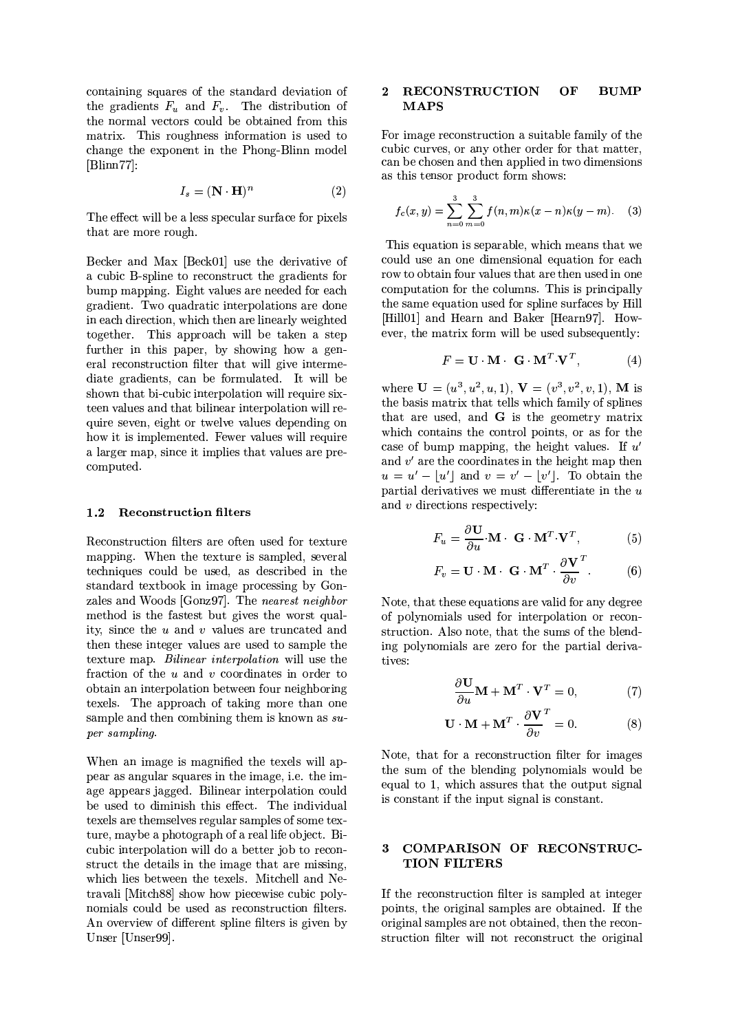containing squares of the standard deviation of the gradients $F_u$ and $F_v$. The distribution of the normal vectors could be obtained from this matrix. This roughness information is used to change the exponent in the Phong-Blinn model [Blinn77]:

$$I_s = (\mathbf{N} \cdot \mathbf{H})^n \tag{2}$$

The effect will be a less specular surface for pixels that are more rough.

Becker and Max [Beck01] use the derivative of a cubic B-spline to reconstruct the gradients for bump mapping. Eight values are needed for each gradient. Two quadratic interpolations are done in each direction, which then are linearly weighted together. This approach will be taken a step further in this paper, by showing how a general reconstruction filter that will give intermediate gradients, can be formulated. It will be shown that bi-cubic interpolation will require sixteen values and that bilinear interpolation will require seven, eight or twelve values depending on how it is implemented. Fewer values will require a larger map, since it implies that values are precomputed.

### 1.2 Reconstruction filters

Reconstruction filters are often used for texture mapping. When the texture is sampled, several techniques could be used, as described in the standard textbook in image processing by Gonzales and Woods [Gonz97]. The *nearest neighbor* method is the fastest but gives the worst quality, since the $u$ and $v$ values are truncated and then these integer values are used to sample the texture map. *Bilinear interpolation* will use the fraction of the $u$ and $v$ coordinates in order to obtain an interpolation between four neighboring texels. The approach of taking more than one sample and then combining them is known as *super sampling*.

When an image is magnified the texels will appear as angular squares in the image, i.e. the image appears jagged. Bilinear interpolation could be used to diminish this effect. The individual texels are themselves regular samples of some texture, maybe a photograph of a real life object. Bicubic interpolation will do a better job to reconstruct the details in the image that are missing, which lies between the texels. Mitchell and Netravali [Mitch88] show how piecewise cubic polynomials could be used as reconstruction filters. An overview of different spline filters is given by Unser [Unser99].

## 2 RECONSTRUCTION OF BUMP MAPS

For image reconstruction a suitable family of the cubic curves, or any other order for that matter, can be chosen and then applied in two dimensions as this tensor product form shows:

$$f_c(x, y) = \sum_{n=0}^{3} \sum_{m=0}^{3} f(n, m)\kappa(x - n)\kappa(y - m). \tag{3}$$

This equation is separable, which means that we could use an one dimensional equation for each row to obtain four values that are then used in one computation for the columns. This is principally the same equation used for spline surfaces by Hill [Hill01] and Hearn and Baker [Hearn97]. However, the matrix form will be used subsequently:

$$F = \mathbf{U} \cdot \mathbf{M} \cdot \ \mathbf{G} \cdot \mathbf{M}^T \cdot \mathbf{V}^T, \tag{4}$$

where $\mathbf{U} = (u^3, u^2, u, 1)$, $\mathbf{V} = (v^3, v^2, v, 1)$, $\mathbf{M}$ is the basis matrix that tells which family of splines that are used, and $\mathbf{G}$ is the geometry matrix which contains the control points, or as for the case of bump mapping, the height values. If $u'$ and $v'$ are the coordinates in the height map then $u = u' - \lfloor u' \rfloor$ and $v = v' - \lfloor v' \rfloor$. To obtain the partial derivatives we must differentiate in the $u$ and $v$ directions respectively:

$$F_u = \frac{\partial \mathbf{U}}{\partial u} \cdot \mathbf{M} \cdot \ \mathbf{G} \cdot \mathbf{M}^T \cdot \mathbf{V}^T, \tag{5}$$

$$F_v = \mathbf{U} \cdot \mathbf{M} \cdot \ \mathbf{G} \cdot \mathbf{M}^T \cdot \frac{\partial \mathbf{V}}{\partial v}^T. \tag{6}$$

Note, that these equations are valid for any degree of polynomials used for interpolation or reconstruction. Also note, that the sums of the blending polynomials are zero for the partial derivatives:

$$\frac{\partial \mathbf{U}}{\partial u} \mathbf{M} + \mathbf{M}^T \cdot \mathbf{V}^T = 0, \tag{7}$$

$$\mathbf{U} \cdot \mathbf{M} + \mathbf{M}^T \cdot \frac{\partial \mathbf{V}}{\partial v}^T = 0. \tag{8}$$

Note, that for a reconstruction filter for images the sum of the blending polynomials would be equal to 1, which assures that the output signal is constant if the input signal is constant.

## 3 COMPARISON OF RECONSTRUCTION FILTERS

If the reconstruction filter is sampled at integer points, the original samples are obtained. If the original samples are not obtained, then the reconstruction filter will not reconstruct the original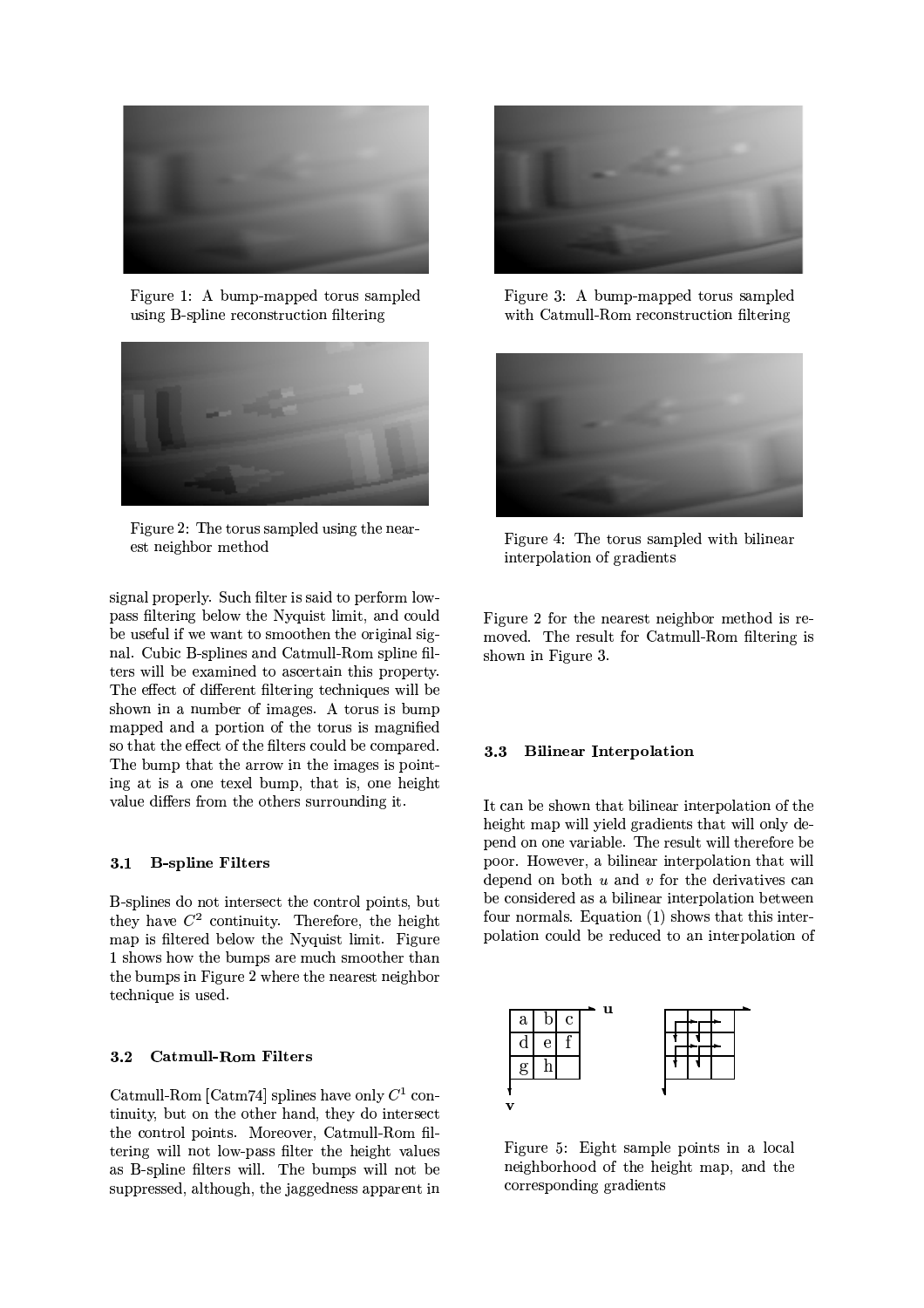Figure 1: A bump-mapped torus sampled using B-spline reconstruction filtering

Figure 2: The torus sampled using the nearest neighbor method

signal properly. Such filter is said to perform low-pass filtering below the Nyquist limit, and could be useful if we want to smoothen the original signal. Cubic B-splines and Catmull-Rom spline filters will be examined to ascertain this property. The effect of different filtering techniques will be shown in a number of images. A torus is bump mapped and a portion of the torus is magnified so that the effect of the filters could be compared. The bump that the arrow in the images is pointing at is a one texel bump, that is, one height value differs from the others surrounding it.

### 3.1 B-spline Filters

B-splines do not intersect the control points, but they have $C^2$ continuity. Therefore, the height map is filtered below the Nyquist limit. Figure 1 shows how the bumps are much smoother than the bumps in Figure 2 where the nearest neighbor technique is used.

### 3.2 Catmull-Rom Filters

Catmull-Rom [Catm74] splines have only $C^1$ continuity, but on the other hand, they do intersect the control points. Moreover, Catmull-Rom filtering will not low-pass filter the height values as B-spline filters will. The bumps will not be suppressed, although, the jaggedness apparent in Figure 2 for the nearest neighbor method is removed. The result for Catmull-Rom filtering is shown in Figure 3.

Figure 3: A bump-mapped torus sampled with Catmull-Rom reconstruction filtering

Figure 4: The torus sampled with bilinear interpolation of gradients

### 3.3 Bilinear Interpolation

It can be shown that bilinear interpolation of the height map will yield gradients that will only depend on one variable. The result will therefore be poor. However, a bilinear interpolation that will depend on both $u$ and $v$ for the derivatives can be considered as a bilinear interpolation between four normals. Equation (1) shows that this interpolation could be reduced to an interpolation of

| a | b | c |
|---|---|---|
| d | e | f |
| g | h | |

Figure 5: Eight sample points in a local neighborhood of the height map, and the corresponding gradients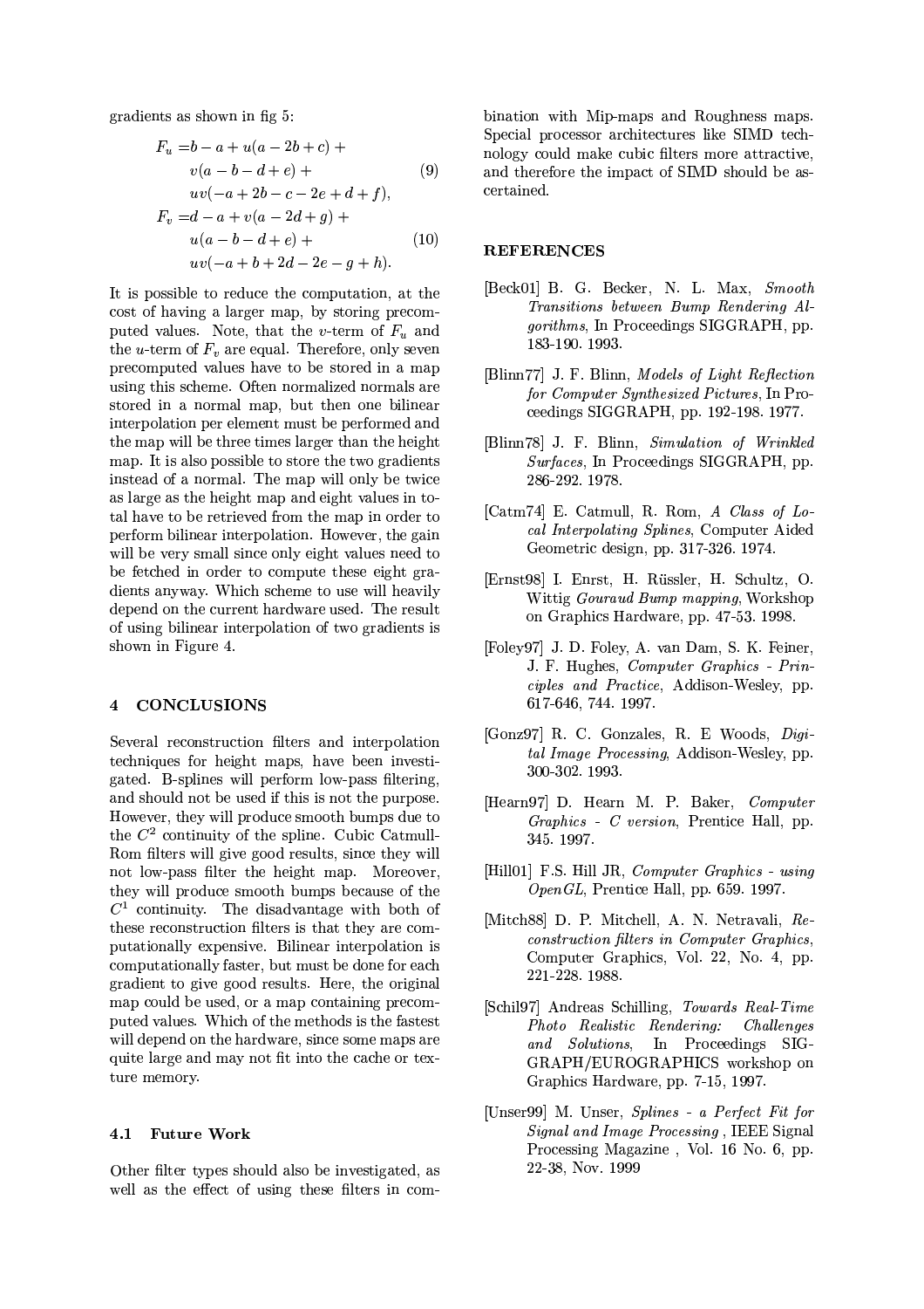gradients as shown in fig 5:

$$
\begin{aligned}
F_u =& b - a + u(a - 2b + c) + \\
& v(a - b - d + e) + \\
& uv(-a + 2b - c - 2e + d + f),
\end{aligned} \tag{9}
$$

$$
\begin{aligned}
F_v =& d - a + v(a - 2d + g) + \\
& u(a - b - d + e) + \\
& uv(-a + b + 2d - 2e - g + h).
\end{aligned} \tag{10}
$$

It is possible to reduce the computation, at the cost of having a larger map, by storing precomputed values. Note, that the $v$-term of $F_u$ and the $u$-term of $F_v$ are equal. Therefore, only seven precomputed values have to be stored in a map using this scheme. Often normalized normals are stored in a normal map, but then one bilinear interpolation per element must be performed and the map will be three times larger than the height map. It is also possible to store the two gradients instead of a normal. The map will only be twice as large as the height map and eight values in total have to be retrieved from the map in order to perform bilinear interpolation. However, the gain will be very small since only eight values need to be fetched in order to compute these eight gradients anyway. Which scheme to use will heavily depend on the current hardware used. The result of using bilinear interpolation of two gradients is shown in Figure 4.

## 4 CONCLUSIONS

Several reconstruction filters and interpolation techniques for height maps, have been investigated. B-splines will perform low-pass filtering, and should not be used if this is not the purpose. However, they will produce smooth bumps due to the $C^2$ continuity of the spline. Cubic Catmull-Rom filters will give good results, since they will not low-pass filter the height map. Moreover, they will produce smooth bumps because of the $C^1$ continuity. The disadvantage with both of these reconstruction filters is that they are computationally expensive. Bilinear interpolation is computationally faster, but must be done for each gradient to give good results. Here, the original map could be used, or a map containing precomputed values. Which of the methods is the fastest will depend on the hardware, since some maps are quite large and may not fit into the cache or texture memory.

### 4.1 Future Work

Other filter types should also be investigated, as well as the effect of using these filters in combination with Mip-maps and Roughness maps. Special processor architectures like SIMD technology could make cubic filters more attractive, and therefore the impact of SIMD should be ascertained.

## REFERENCES

[Beck01] B. G. Becker, N. L. Max, *Smooth Transitions between Bump Rendering Algorithms*, In Proceedings SIGGRAPH, pp. 183-190. 1993.

[Blinn77] J. F. Blinn, *Models of Light Reflection for Computer Synthesized Pictures*, In Proceedings SIGGRAPH, pp. 192-198. 1977.

[Blinn78] J. F. Blinn, *Simulation of Wrinkled Surfaces*, In Proceedings SIGGRAPH, pp. 286-292. 1978.

[Catm74] E. Catmull, R. Rom, *A Class of Local Interpolating Splines*, Computer Aided Geometric design, pp. 317-326. 1974.

[Ernst98] I. Enrst, H. Rüssler, H. Schultz, O. Wittig *Gouraud Bump mapping*, Workshop on Graphics Hardware, pp. 47-53. 1998.

[Foley97] J. D. Foley, A. van Dam, S. K. Feiner, J. F. Hughes, *Computer Graphics - Principles and Practice*, Addison-Wesley, pp. 617-646, 744. 1997.

[Gonz97] R. C. Gonzales, R. E Woods, *Digital Image Processing*, Addison-Wesley, pp. 300-302. 1993.

[Hearn97] D. Hearn M. P. Baker, *Computer Graphics - C version*, Prentice Hall, pp. 345. 1997.

[Hill01] F.S. Hill JR, *Computer Graphics - using OpenGL*, Prentice Hall, pp. 659. 1997.

[Mitch88] D. P. Mitchell, A. N. Netravali, *Reconstruction filters in Computer Graphics*, Computer Graphics, Vol. 22, No. 4, pp. 221-228. 1988.

[Schil97] Andreas Schilling, *Towards Real-Time Photo Realistic Rendering: Challenges and Solutions*, In Proceedings SIGGRAPH/EUROGRAPHICS workshop on Graphics Hardware, pp. 7-15, 1997.

[Unser99] M. Unser, *Splines - a Perfect Fit for Signal and Image Processing* , IEEE Signal Processing Magazine , Vol. 16 No. 6, pp. 22-38, Nov. 1999